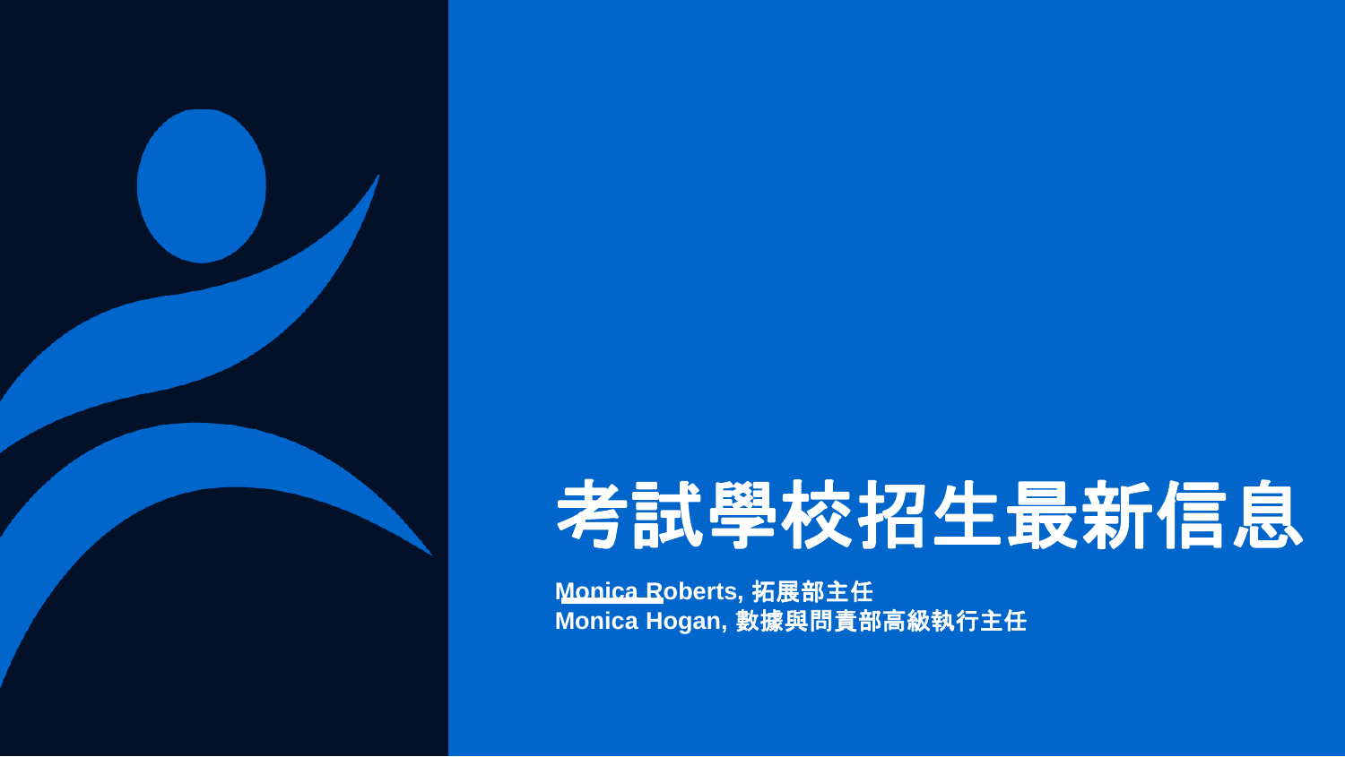# 考試學校招生最新信息

**Monica Roberts, 拓展部主任**
**Monica Hogan, 數據與問責部高級執行主任**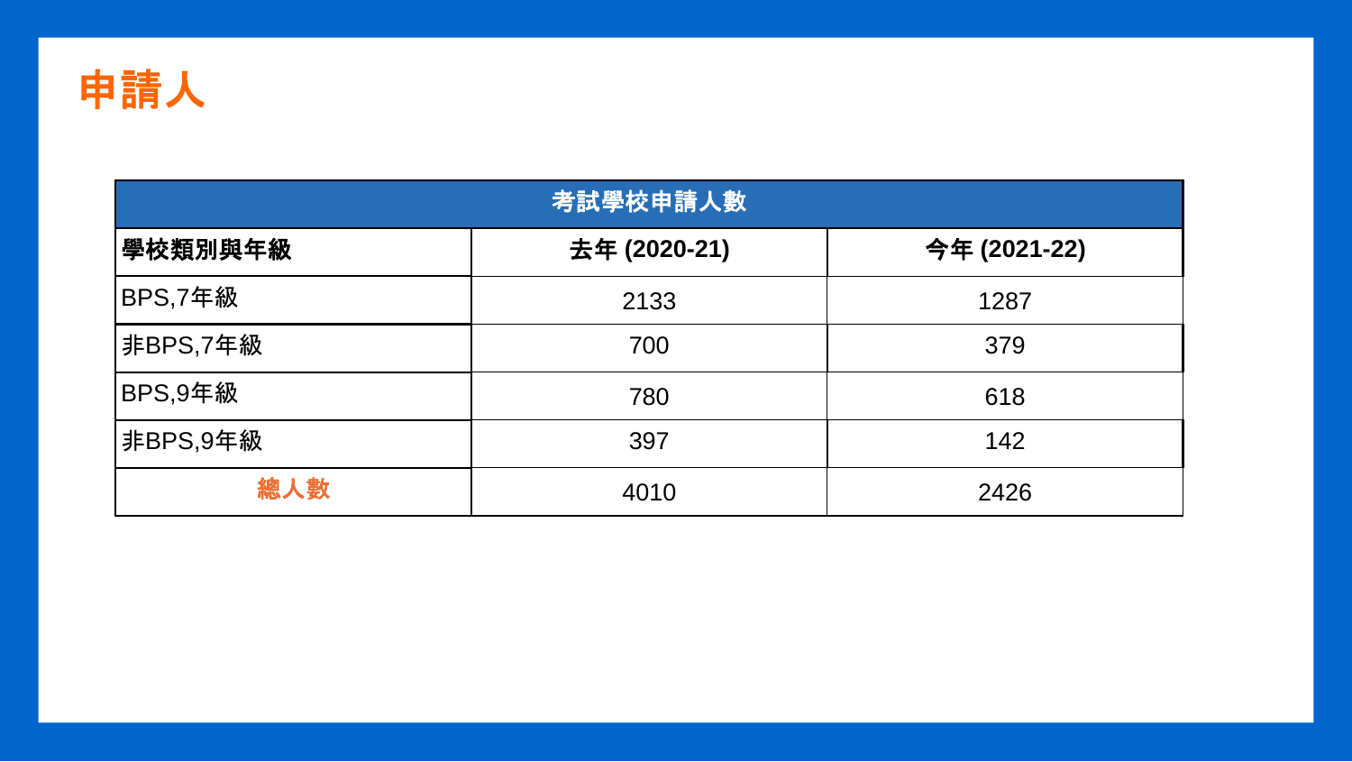# 申請人

| 考試學校申請人數 | | |
|---|---|---|
| **學校類別與年級** | **去年 (2020-21)** | **今年 (2021-22)** |
| BPS,7年級 | 2133 | 1287 |
| 非BPS,7年級 | 700 | 379 |
| BPS,9年級 | 780 | 618 |
| 非BPS,9年級 | 397 | 142 |
| **總人數** | 4010 | 2426 |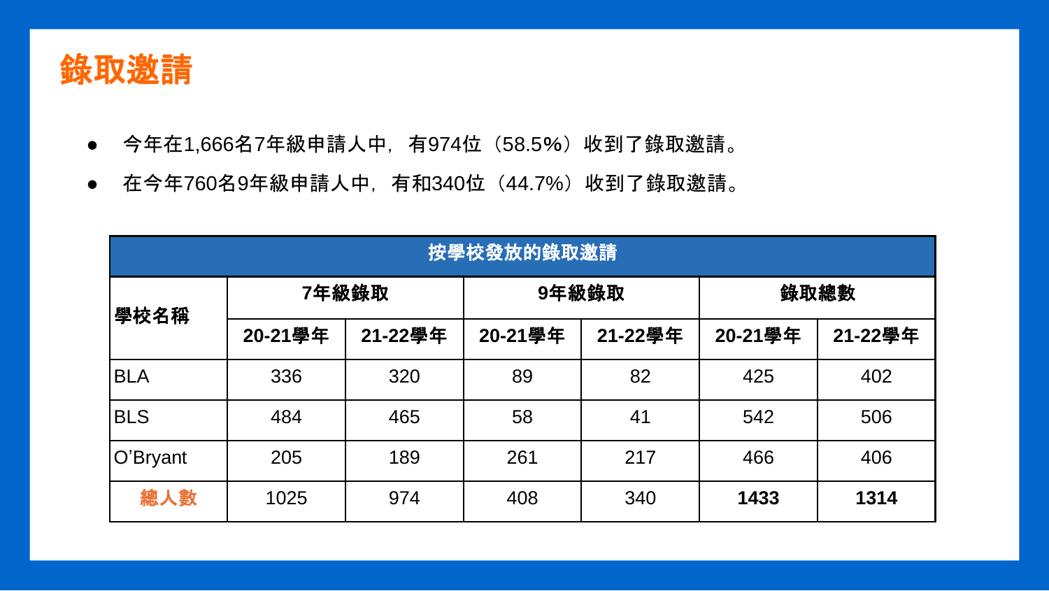# 錄取邀請

- 今年在1,666名7年級申請人中，有974位（58.5%）收到了錄取邀請。
- 在今年760名9年級申請人中，有和340位（44.7%）收到了錄取邀請。

| 按學校發放的錄取邀請 | | | | | | |
|---|---|---|---|---|---|---|
| **學校名稱** | **7年級錄取** | | **9年級錄取** | | **錄取總數** | |
| | **20-21學年** | **21-22學年** | **20-21學年** | **21-22學年** | **20-21學年** | **21-22學年** |
| BLA | 336 | 320 | 89 | 82 | 425 | 402 |
| BLS | 484 | 465 | 58 | 41 | 542 | 506 |
| O’Bryant | 205 | 189 | 261 | 217 | 466 | 406 |
| **總人數** | 1025 | 974 | 408 | 340 | **1433** | **1314** |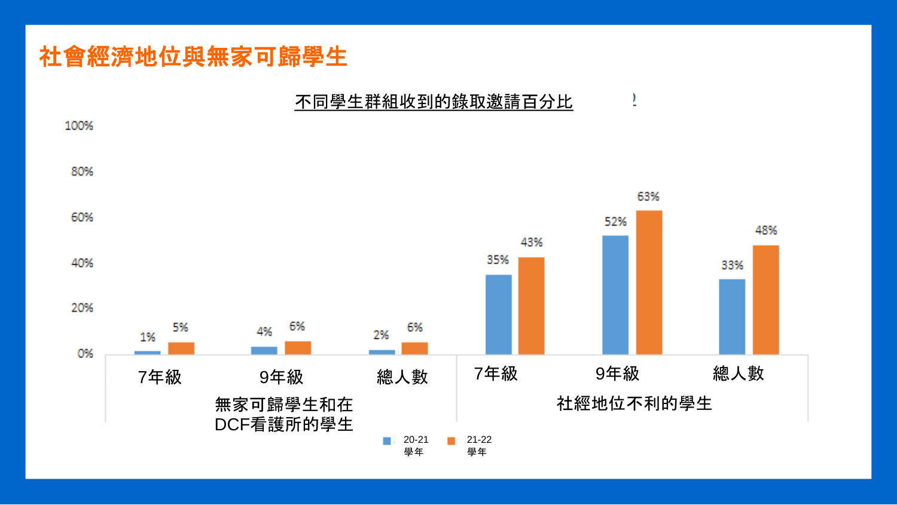# 社會經濟地位與無家可歸學生

不同學生群組收到的錄取邀請百分比

| 學生群組 | 年級 | 20-21學年 | 21-22學年 |
| --- | --- | --- | --- |
| 無家可歸學生和在DCF看護所的學生 | 7年級 | 1% | 5% |
| | 9年級 | 4% | 6% |
| | 總人數 | 2% | 6% |
| 社經地位不利的學生 | 7年級 | 35% | 43% |
| | 9年級 | 52% | 63% |
| | 總人數 | 33% | 48% |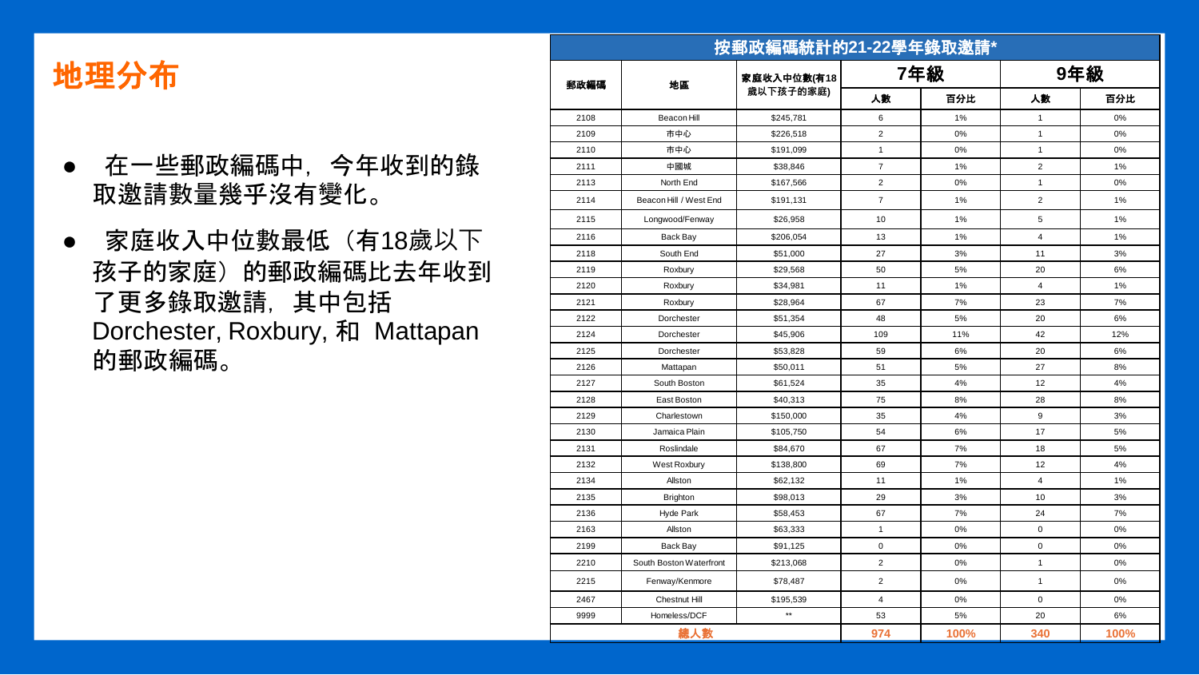# 地理分布

- 在一些郵政編碼中，今年收到的錄取邀請數量幾乎沒有變化。
- 家庭收入中位數最低（有18歲以下孩子的家庭）的郵政編碼比去年收到了更多錄取邀請，其中包括 Dorchester, Roxbury, 和 Mattapan 的郵政編碼。

**按郵政編碼統計的21-22學年錄取邀請***

| 郵政編碼 | 地區 | 家庭收入中位數(有18歲以下孩子的家庭) | 7年級 | | 9年級 | |
|---|---|---|---|---|---|---|
| | | | 人數 | 百分比 | 人數 | 百分比 |
| 2108 | Beacon Hill | $245,781 | 6 | 1% | 1 | 0% |
| 2109 | 市中心 | $226,518 | 2 | 0% | 1 | 0% |
| 2110 | 市中心 | $191,099 | 1 | 0% | 1 | 0% |
| 2111 | 中國城 | $38,846 | 7 | 1% | 2 | 1% |
| 2113 | North End | $167,566 | 2 | 0% | 1 | 0% |
| 2114 | Beacon Hill / West End | $191,131 | 7 | 1% | 2 | 1% |
| 2115 | Longwood/Fenway | $26,958 | 10 | 1% | 5 | 1% |
| 2116 | Back Bay | $206,054 | 13 | 1% | 4 | 1% |
| 2118 | South End | $51,000 | 27 | 3% | 11 | 3% |
| 2119 | Roxbury | $29,568 | 50 | 5% | 20 | 6% |
| 2120 | Roxbury | $34,981 | 11 | 1% | 4 | 1% |
| 2121 | Roxbury | $28,964 | 67 | 7% | 23 | 7% |
| 2122 | Dorchester | $51,354 | 48 | 5% | 20 | 6% |
| 2124 | Dorchester | $45,906 | 109 | 11% | 42 | 12% |
| 2125 | Dorchester | $53,828 | 59 | 6% | 20 | 6% |
| 2126 | Mattapan | $50,011 | 51 | 5% | 27 | 8% |
| 2127 | South Boston | $61,524 | 35 | 4% | 12 | 4% |
| 2128 | East Boston | $40,313 | 75 | 8% | 28 | 8% |
| 2129 | Charlestown | $150,000 | 35 | 4% | 9 | 3% |
| 2130 | Jamaica Plain | $105,750 | 54 | 6% | 17 | 5% |
| 2131 | Roslindale | $84,670 | 67 | 7% | 18 | 5% |
| 2132 | West Roxbury | $138,800 | 69 | 7% | 12 | 4% |
| 2134 | Allston | $62,132 | 11 | 1% | 4 | 1% |
| 2135 | Brighton | $98,013 | 29 | 3% | 10 | 3% |
| 2136 | Hyde Park | $58,453 | 67 | 7% | 24 | 7% |
| 2163 | Allston | $63,333 | 1 | 0% | 0 | 0% |
| 2199 | Back Bay | $91,125 | 0 | 0% | 0 | 0% |
| 2210 | South Boston Waterfront | $213,068 | 2 | 0% | 1 | 0% |
| 2215 | Fenway/Kenmore | $78,487 | 2 | 0% | 1 | 0% |
| 2467 | Chestnut Hill | $195,539 | 4 | 0% | 0 | 0% |
| 9999 | Homeless/DCF | ** | 53 | 5% | 20 | 6% |
| 總人數 | | | 974 | 100% | 340 | 100% |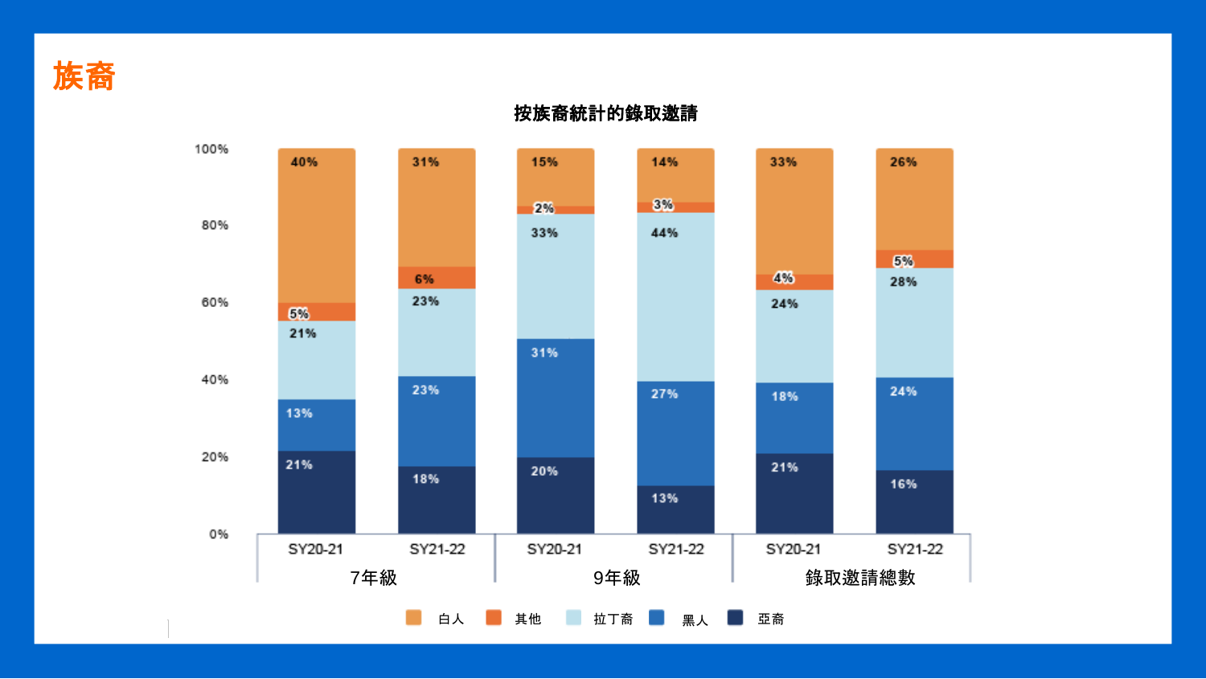# 族裔

**按族裔統計的錄取邀請**

| 族裔 | 7年級 SY20-21 | 7年級 SY21-22 | 9年級 SY20-21 | 9年級 SY21-22 | 錄取邀請總數 SY20-21 | 錄取邀請總數 SY21-22 |
|---|---|---|---|---|---|---|
| 白人 | 40% | 31% | 15% | 14% | 33% | 26% |
| 其他 | 5% | 6% | 2% | 3% | 4% | 5% |
| 拉丁裔 | 21% | 23% | 33% | 44% | 24% | 28% |
| 黑人 | 13% | 23% | 31% | 27% | 18% | 24% |
| 亞裔 | 21% | 18% | 20% | 13% | 21% | 16% |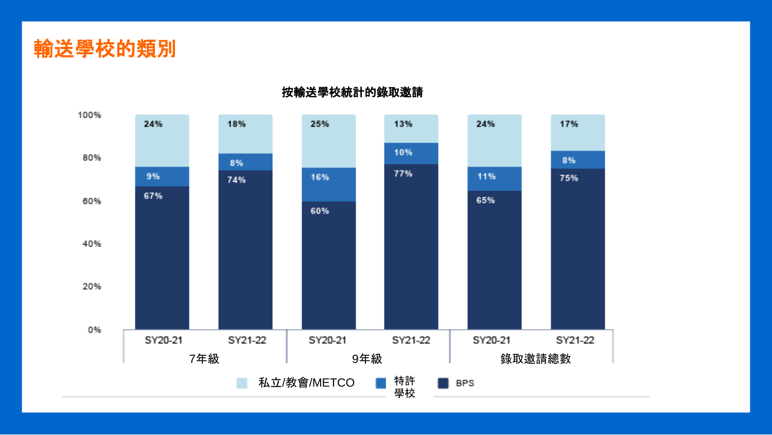# 輸送學校的類別

**按輸送學校統計的錄取邀請**

| | 7年級 SY20-21 | 7年級 SY21-22 | 9年級 SY20-21 | 9年級 SY21-22 | 錄取邀請總數 SY20-21 | 錄取邀請總數 SY21-22 |
|---|---|---|---|---|---|---|
| 私立/教會/METCO | 24% | 18% | 25% | 13% | 24% | 17% |
| 特許學校 | 9% | 8% | 16% | 10% | 11% | 8% |
| BPS | 67% | 74% | 60% | 77% | 65% | 75% |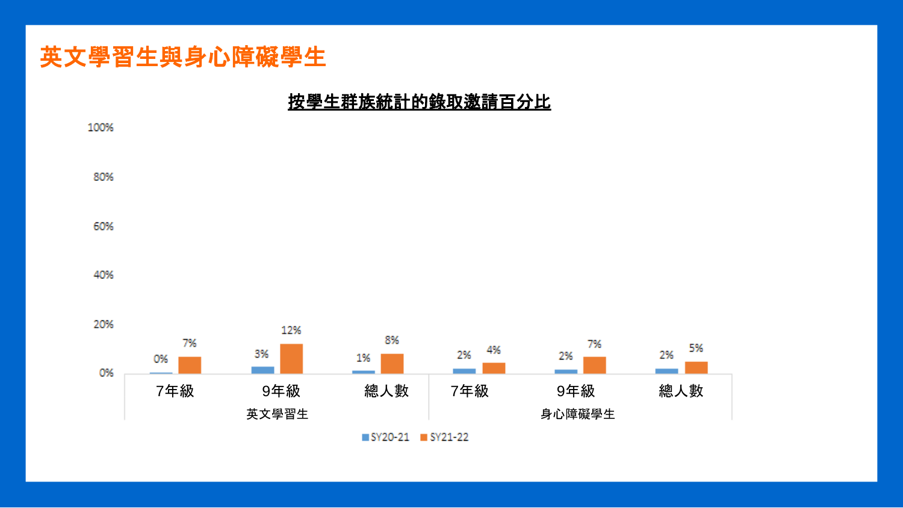# 英文學習生與身心障礙學生

**按學生群族統計的錄取邀請百分比**

100%
80%
60%
40%
20%
0%

0%
7%
3%
12%
1%
8%
2%
4%
2%
7%
2%
5%

7年級
9年級
總人數
英文學習生

7年級
9年級
總人數
身心障礙學生

SY20-21
SY21-22